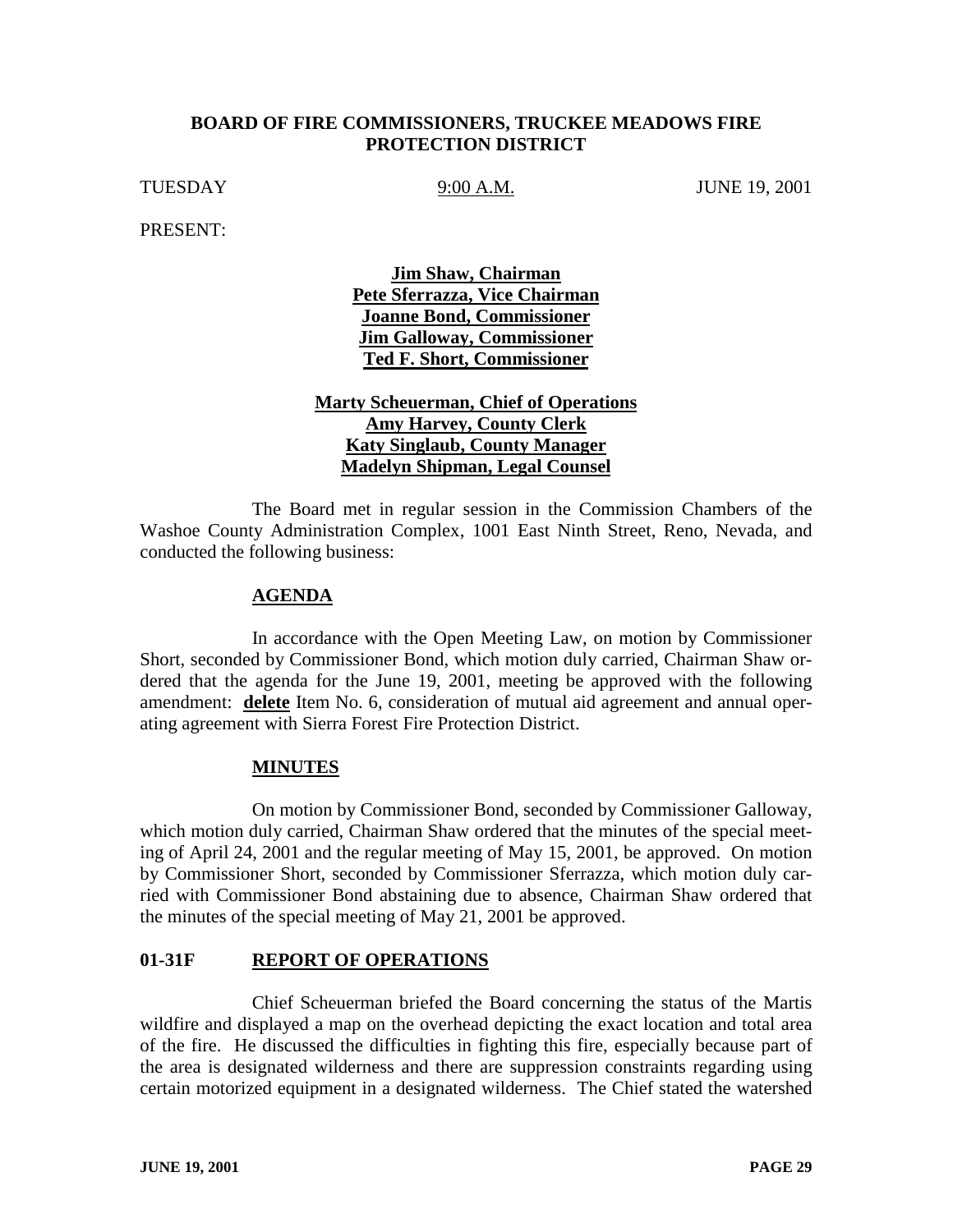# BOARD OF FIRE COMMISSIONERS, TRUCKEE MEADOWS FIRE PROTECTION DISTRICT

TUESDAY 9:00 A.M. JUNE 19, 2001

PRESENT:

**Jim Shaw, Chairman**
**Pete Sferrazza, Vice Chairman**
**Joanne Bond, Commissioner**
**Jim Galloway, Commissioner**
**Ted F. Short, Commissioner**

**Marty Scheuerman, Chief of Operations**
**Amy Harvey, County Clerk**
**Katy Singlaub, County Manager**
**Madelyn Shipman, Legal Counsel**

The Board met in regular session in the Commission Chambers of the Washoe County Administration Complex, 1001 East Ninth Street, Reno, Nevada, and conducted the following business:

## AGENDA

In accordance with the Open Meeting Law, on motion by Commissioner Short, seconded by Commissioner Bond, which motion duly carried, Chairman Shaw ordered that the agenda for the June 19, 2001, meeting be approved with the following amendment: **delete** Item No. 6, consideration of mutual aid agreement and annual operating agreement with Sierra Forest Fire Protection District.

## MINUTES

On motion by Commissioner Bond, seconded by Commissioner Galloway, which motion duly carried, Chairman Shaw ordered that the minutes of the special meeting of April 24, 2001 and the regular meeting of May 15, 2001, be approved. On motion by Commissioner Short, seconded by Commissioner Sferrazza, which motion duly carried with Commissioner Bond abstaining due to absence, Chairman Shaw ordered that the minutes of the special meeting of May 21, 2001 be approved.

## 01-31F REPORT OF OPERATIONS

Chief Scheuerman briefed the Board concerning the status of the Martis wildfire and displayed a map on the overhead depicting the exact location and total area of the fire. He discussed the difficulties in fighting this fire, especially because part of the area is designated wilderness and there are suppression constraints regarding using certain motorized equipment in a designated wilderness. The Chief stated the watershed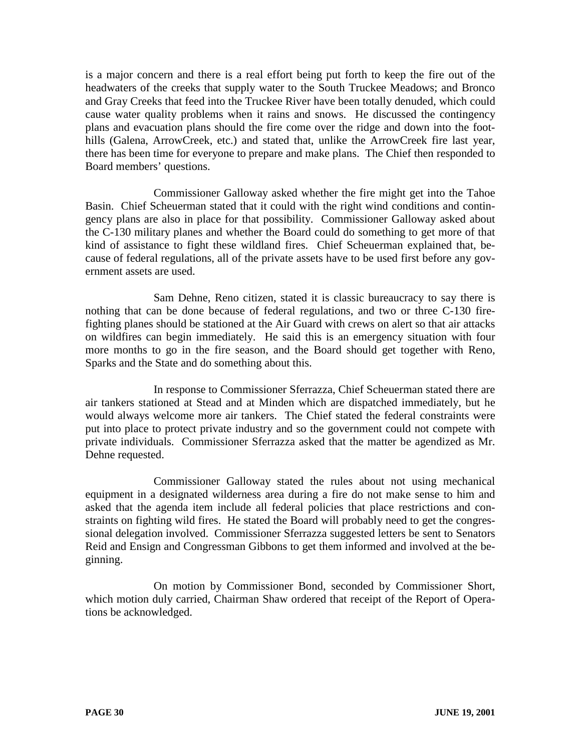is a major concern and there is a real effort being put forth to keep the fire out of the headwaters of the creeks that supply water to the South Truckee Meadows; and Bronco and Gray Creeks that feed into the Truckee River have been totally denuded, which could cause water quality problems when it rains and snows. He discussed the contingency plans and evacuation plans should the fire come over the ridge and down into the foothills (Galena, ArrowCreek, etc.) and stated that, unlike the ArrowCreek fire last year, there has been time for everyone to prepare and make plans. The Chief then responded to Board members' questions.

Commissioner Galloway asked whether the fire might get into the Tahoe Basin. Chief Scheuerman stated that it could with the right wind conditions and contingency plans are also in place for that possibility. Commissioner Galloway asked about the C-130 military planes and whether the Board could do something to get more of that kind of assistance to fight these wildland fires. Chief Scheuerman explained that, because of federal regulations, all of the private assets have to be used first before any government assets are used.

Sam Dehne, Reno citizen, stated it is classic bureaucracy to say there is nothing that can be done because of federal regulations, and two or three C-130 firefighting planes should be stationed at the Air Guard with crews on alert so that air attacks on wildfires can begin immediately. He said this is an emergency situation with four more months to go in the fire season, and the Board should get together with Reno, Sparks and the State and do something about this.

In response to Commissioner Sferrazza, Chief Scheuerman stated there are air tankers stationed at Stead and at Minden which are dispatched immediately, but he would always welcome more air tankers. The Chief stated the federal constraints were put into place to protect private industry and so the government could not compete with private individuals. Commissioner Sferrazza asked that the matter be agendized as Mr. Dehne requested.

Commissioner Galloway stated the rules about not using mechanical equipment in a designated wilderness area during a fire do not make sense to him and asked that the agenda item include all federal policies that place restrictions and constraints on fighting wild fires. He stated the Board will probably need to get the congressional delegation involved. Commissioner Sferrazza suggested letters be sent to Senators Reid and Ensign and Congressman Gibbons to get them informed and involved at the beginning.

On motion by Commissioner Bond, seconded by Commissioner Short, which motion duly carried, Chairman Shaw ordered that receipt of the Report of Operations be acknowledged.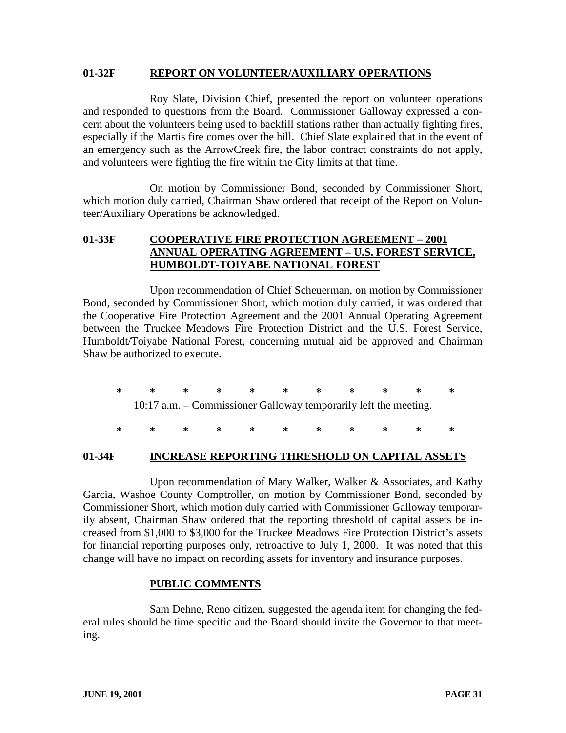**01-32F REPORT ON VOLUNTEER/AUXILIARY OPERATIONS**

Roy Slate, Division Chief, presented the report on volunteer operations and responded to questions from the Board. Commissioner Galloway expressed a concern about the volunteers being used to backfill stations rather than actually fighting fires, especially if the Martis fire comes over the hill. Chief Slate explained that in the event of an emergency such as the ArrowCreek fire, the labor contract constraints do not apply, and volunteers were fighting the fire within the City limits at that time.

On motion by Commissioner Bond, seconded by Commissioner Short, which motion duly carried, Chairman Shaw ordered that receipt of the Report on Volunteer/Auxiliary Operations be acknowledged.

**01-33F COOPERATIVE FIRE PROTECTION AGREEMENT – 2001 ANNUAL OPERATING AGREEMENT – U.S. FOREST SERVICE, HUMBOLDT-TOIYABE NATIONAL FOREST**

Upon recommendation of Chief Scheuerman, on motion by Commissioner Bond, seconded by Commissioner Short, which motion duly carried, it was ordered that the Cooperative Fire Protection Agreement and the 2001 Annual Operating Agreement between the Truckee Meadows Fire Protection District and the U.S. Forest Service, Humboldt/Toiyabe National Forest, concerning mutual aid be approved and Chairman Shaw be authorized to execute.

\* \* \* \* \* \* \* \* \* \* \*

10:17 a.m. – Commissioner Galloway temporarily left the meeting.

\* \* \* \* \* \* \* \* \* \* \*

**01-34F INCREASE REPORTING THRESHOLD ON CAPITAL ASSETS**

Upon recommendation of Mary Walker, Walker & Associates, and Kathy Garcia, Washoe County Comptroller, on motion by Commissioner Bond, seconded by Commissioner Short, which motion duly carried with Commissioner Galloway temporarily absent, Chairman Shaw ordered that the reporting threshold of capital assets be increased from $1,000 to $3,000 for the Truckee Meadows Fire Protection District's assets for financial reporting purposes only, retroactive to July 1, 2000. It was noted that this change will have no impact on recording assets for inventory and insurance purposes.

**PUBLIC COMMENTS**

Sam Dehne, Reno citizen, suggested the agenda item for changing the federal rules should be time specific and the Board should invite the Governor to that meeting.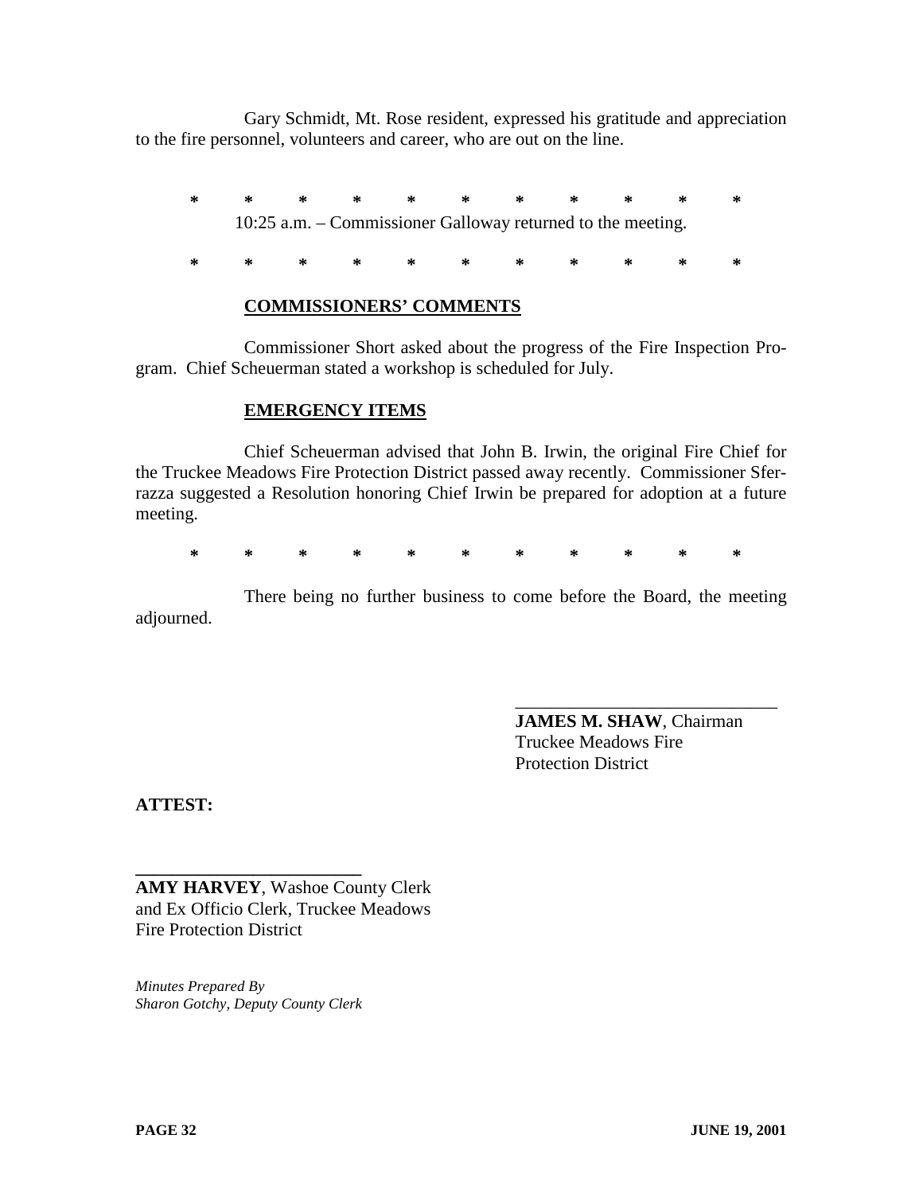Gary Schmidt, Mt. Rose resident, expressed his gratitude and appreciation to the fire personnel, volunteers and career, who are out on the line.

\* \* \* \* \* \* \* \* \* \* \*

10:25 a.m. – Commissioner Galloway returned to the meeting.

\* \* \* \* \* \* \* \* \* \* \*

**COMMISSIONERS' COMMENTS**

Commissioner Short asked about the progress of the Fire Inspection Program. Chief Scheuerman stated a workshop is scheduled for July.

**EMERGENCY ITEMS**

Chief Scheuerman advised that John B. Irwin, the original Fire Chief for the Truckee Meadows Fire Protection District passed away recently. Commissioner Sferrazza suggested a Resolution honoring Chief Irwin be prepared for adoption at a future meeting.

\* \* \* \* \* \* \* \* \* \* \*

There being no further business to come before the Board, the meeting adjourned.

_____________________________
**JAMES M. SHAW**, Chairman
Truckee Meadows Fire
Protection District

**ATTEST:**

_________________________
**AMY HARVEY**, Washoe County Clerk
and Ex Officio Clerk, Truckee Meadows
Fire Protection District

*Minutes Prepared By*
*Sharon Gotchy, Deputy County Clerk*